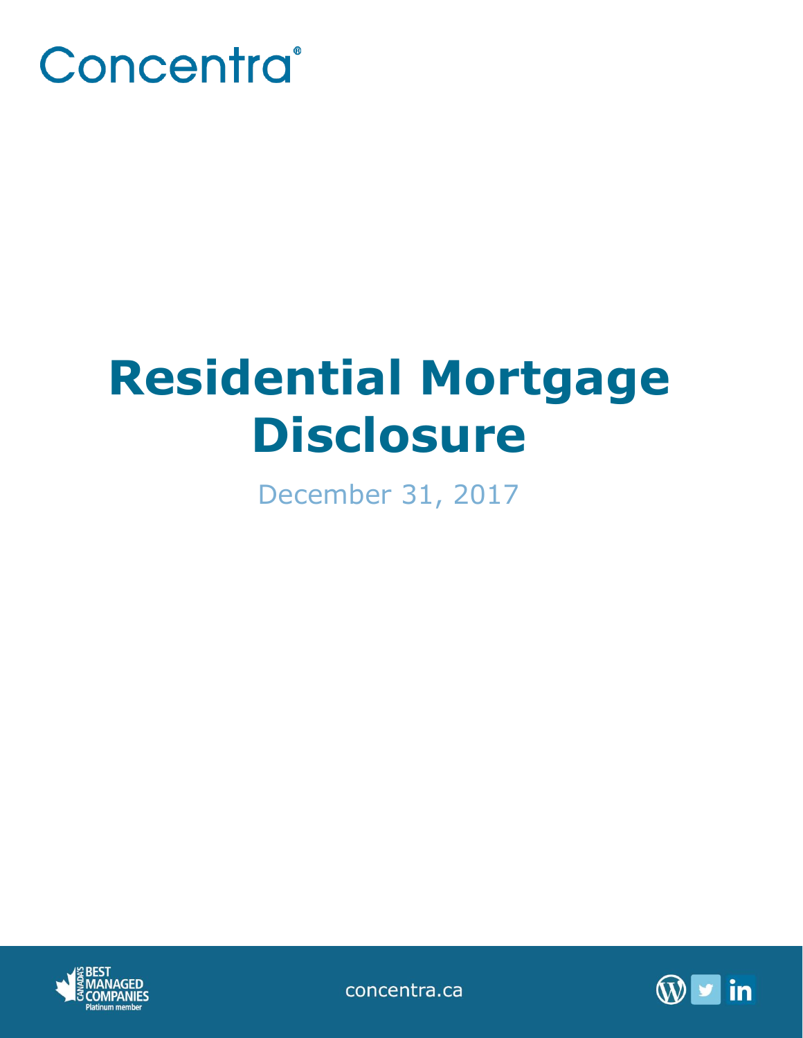Concentra®

# Residential Mortgage Disclosure

December 31, 2017

concentra.ca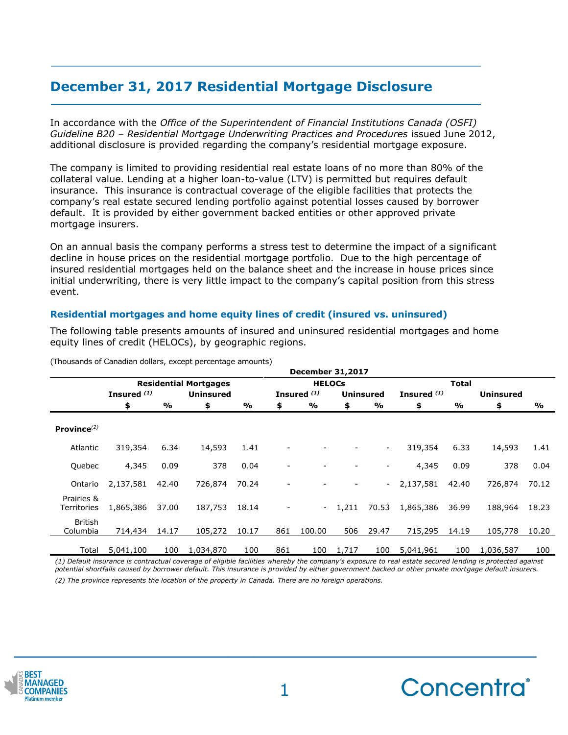# December 31, 2017 Residential Mortgage Disclosure

In accordance with the *Office of the Superintendent of Financial Institutions Canada (OSFI) Guideline B20 – Residential Mortgage Underwriting Practices and Procedures* issued June 2012, additional disclosure is provided regarding the company's residential mortgage exposure.

The company is limited to providing residential real estate loans of no more than 80% of the collateral value. Lending at a higher loan-to-value (LTV) is permitted but requires default insurance. This insurance is contractual coverage of the eligible facilities that protects the company's real estate secured lending portfolio against potential losses caused by borrower default. It is provided by either government backed entities or other approved private mortgage insurers.

On an annual basis the company performs a stress test to determine the impact of a significant decline in house prices on the residential mortgage portfolio. Due to the high percentage of insured residential mortgages held on the balance sheet and the increase in house prices since initial underwriting, there is very little impact to the company's capital position from this stress event.

### Residential mortgages and home equity lines of credit (insured vs. uninsured)

The following table presents amounts of insured and uninsured residential mortgages and home equity lines of credit (HELOCs), by geographic regions.

(Thousands of Canadian dollars, except percentage amounts)

| | December 31,2017 | | | | | | | | | | | |
|---|---|---|---|---|---|---|---|---|---|---|---|---|
| | Residential Mortgages | | | | HELOCs | | | | Total | | | |
| | Insured [(1)] | | Uninsured | | Insured [(1)] | | Uninsured | | Insured [(1)] | | Uninsured | |
| | $ | % | $ | % | $ | % | $ | % | $ | % | $ | % |
| **Province**[(2)] | | | | | | | | | | | | |
| Atlantic | 319,354 | 6.34 | 14,593 | 1.41 | - | - | - | - | 319,354 | 6.33 | 14,593 | 1.41 |
| Quebec | 4,345 | 0.09 | 378 | 0.04 | - | - | - | - | 4,345 | 0.09 | 378 | 0.04 |
| Ontario | 2,137,581 | 42.40 | 726,874 | 70.24 | - | - | - | - | 2,137,581 | 42.40 | 726,874 | 70.12 |
| Prairies & Territories | 1,865,386 | 37.00 | 187,753 | 18.14 | - | - | 1,211 | 70.53 | 1,865,386 | 36.99 | 188,964 | 18.23 |
| British Columbia | 714,434 | 14.17 | 105,272 | 10.17 | 861 | 100.00 | 506 | 29.47 | 715,295 | 14.19 | 105,778 | 10.20 |
| Total | 5,041,100 | 100 | 1,034,870 | 100 | 861 | 100 | 1,717 | 100 | 5,041,961 | 100 | 1,036,587 | 100 |

*(1) Default insurance is contractual coverage of eligible facilities whereby the company's exposure to real estate secured lending is protected against potential shortfalls caused by borrower default. This insurance is provided by either government backed or other private mortgage default insurers.*

*(2) The province represents the location of the property in Canada. There are no foreign operations.*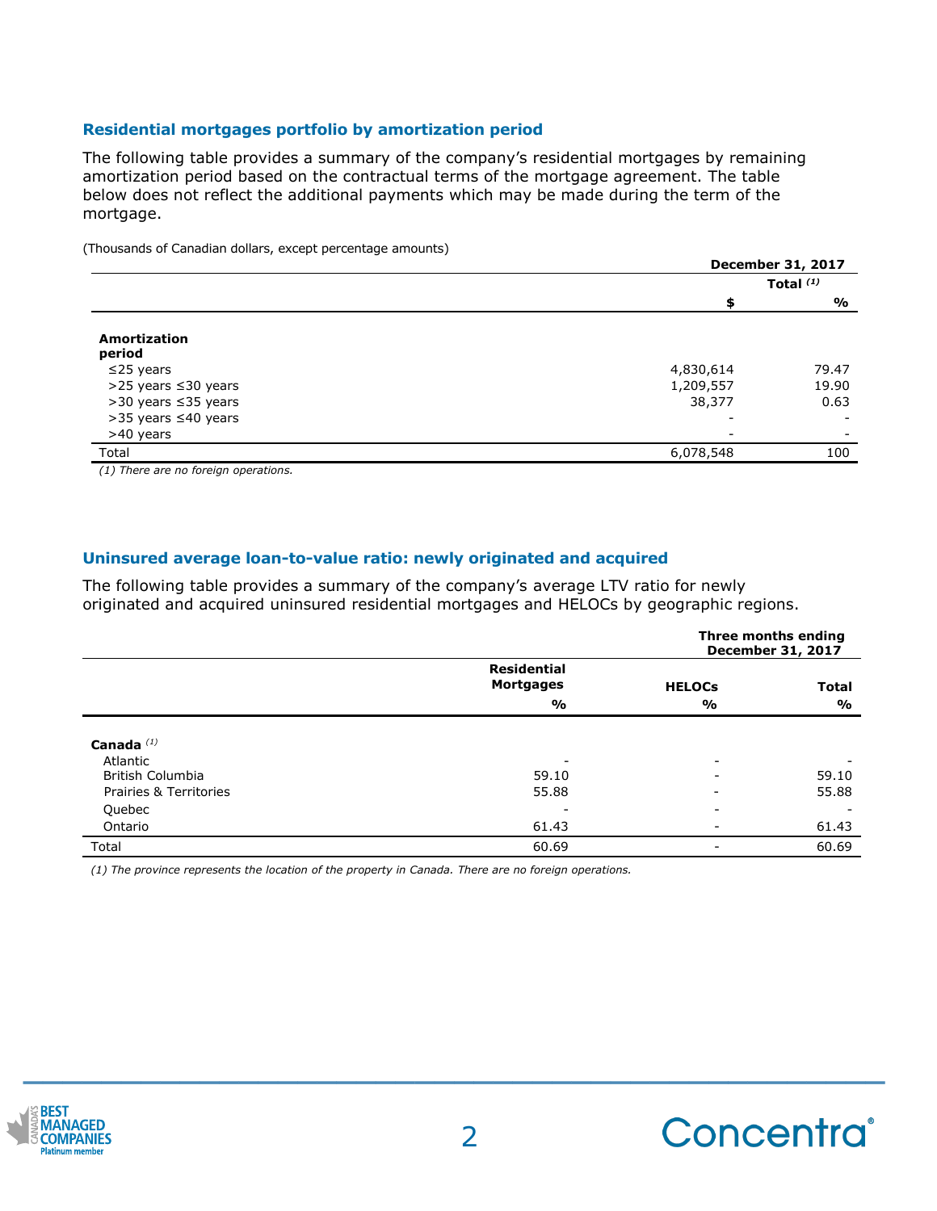## Residential mortgages portfolio by amortization period

The following table provides a summary of the company's residential mortgages by remaining amortization period based on the contractual terms of the mortgage agreement. The table below does not reflect the additional payments which may be made during the term of the mortgage.

(Thousands of Canadian dollars, except percentage amounts)

| | December 31, 2017 | |
|---|---|---|
| | Total (1) | |
| | $ | % |
| **Amortization period** | | |
| ≤25 years | 4,830,614 | 79.47 |
| >25 years ≤30 years | 1,209,557 | 19.90 |
| >30 years ≤35 years | 38,377 | 0.63 |
| >35 years ≤40 years | - | - |
| >40 years | - | - |
| Total | 6,078,548 | 100 |

*(1) There are no foreign operations.*

## Uninsured average loan-to-value ratio: newly originated and acquired

The following table provides a summary of the company's average LTV ratio for newly originated and acquired uninsured residential mortgages and HELOCs by geographic regions.

| | Three months ending December 31, 2017 | | |
|---|---|---|---|
| | Residential Mortgages | HELOCs | Total |
| | % | % | % |
| **Canada** (1) | | | |
| Atlantic | - | - | - |
| British Columbia | 59.10 | - | 59.10 |
| Prairies & Territories | 55.88 | - | 55.88 |
| Quebec | - | - | - |
| Ontario | 61.43 | - | 61.43 |
| Total | 60.69 | - | 60.69 |

*(1) The province represents the location of the property in Canada. There are no foreign operations.*